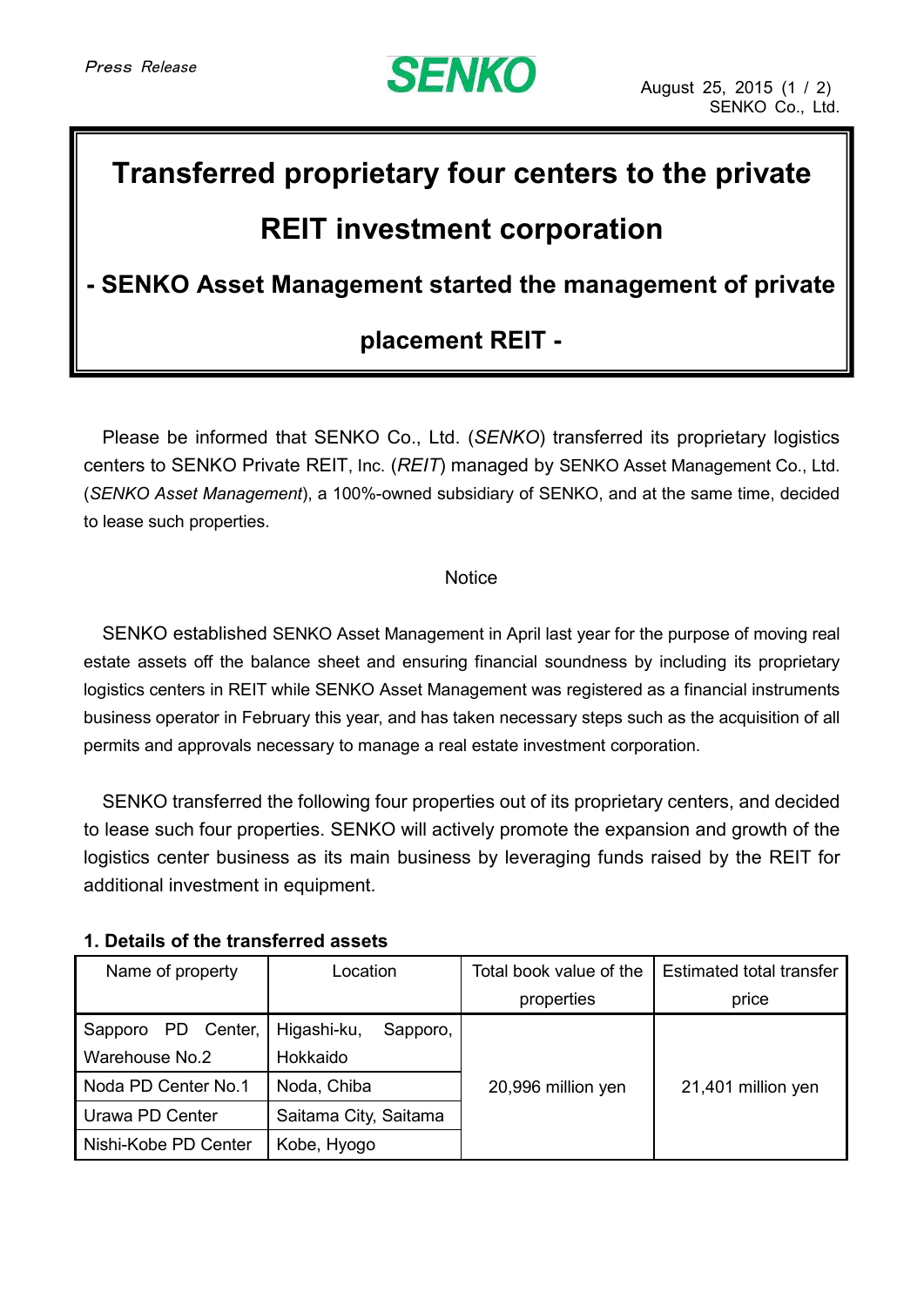Press Release

SENKO

August 25, 2015
SENKO Co., Ltd.

# Transferred proprietary four centers to the private REIT investment corporation

## - SENKO Asset Management started the management of private placement REIT -

Please be informed that SENKO Co., Ltd. (*SENKO*) transferred its proprietary logistics centers to SENKO Private REIT, Inc. (*REIT*) managed by SENKO Asset Management Co., Ltd. (*SENKO Asset Management*), a 100%-owned subsidiary of SENKO, and at the same time, decided to lease such properties.

Notice

SENKO established SENKO Asset Management in April last year for the purpose of moving real estate assets off the balance sheet and ensuring financial soundness by including its proprietary logistics centers in REIT while SENKO Asset Management was registered as a financial instruments business operator in February this year, and has taken necessary steps such as the acquisition of all permits and approvals necessary to manage a real estate investment corporation.

SENKO transferred the following four properties out of its proprietary centers, and decided to lease such four properties. SENKO will actively promote the expansion and growth of the logistics center business as its main business by leveraging funds raised by the REIT for additional investment in equipment.

### 1. Details of the transferred assets

| Name of property | Location | Total book value of the properties | Estimated total transfer price |
|---|---|---|---|
| Sapporo PD Center, Warehouse No.2 | Higashi-ku, Sapporo, Hokkaido | 20,996 million yen | 21,401 million yen |
| Noda PD Center No.1 | Noda, Chiba | | |
| Urawa PD Center | Saitama City, Saitama | | |
| Nishi-Kobe PD Center | Kobe, Hyogo | | |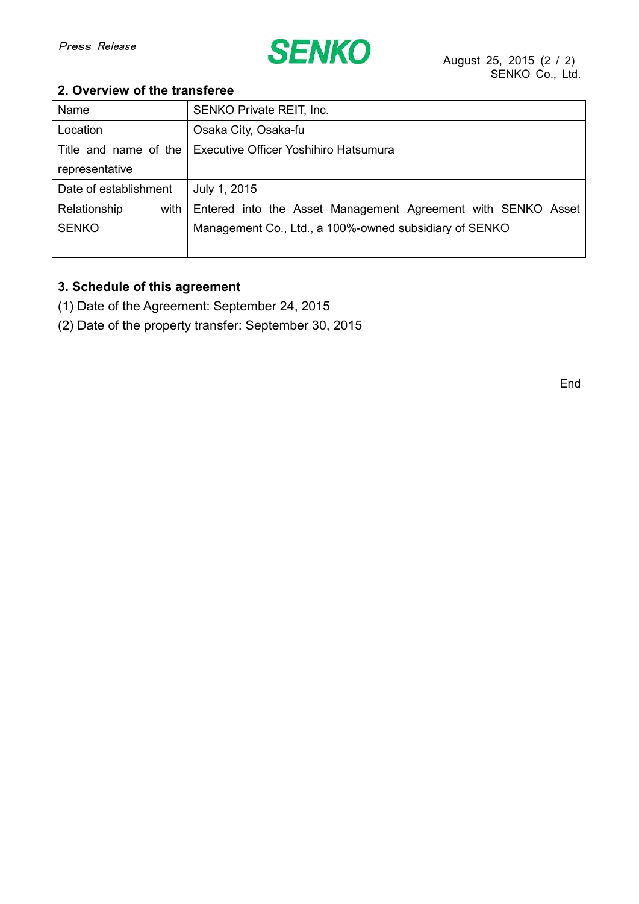## 2. Overview of the transferee

| | |
|---|---|
| Name | SENKO Private REIT, Inc. |
| Location | Osaka City, Osaka-fu |
| Title and name of the representative | Executive Officer Yoshihiro Hatsumura |
| Date of establishment | July 1, 2015 |
| Relationship with SENKO | Entered into the Asset Management Agreement with SENKO Asset Management Co., Ltd., a 100%-owned subsidiary of SENKO |

## 3. Schedule of this agreement

(1) Date of the Agreement: September 24, 2015

(2) Date of the property transfer: September 30, 2015

End